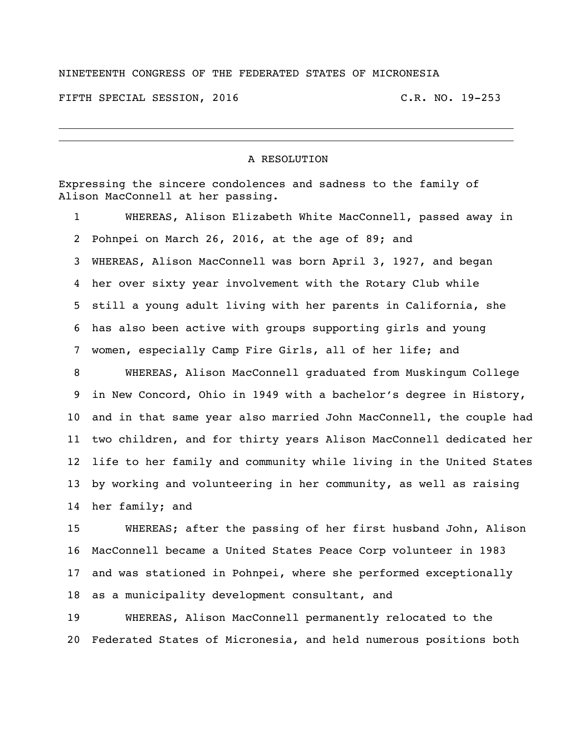NINETEENTH CONGRESS OF THE FEDERATED STATES OF MICRONESIA

FIFTH SPECIAL SESSION, 2016 C.R. NO. 19-253

---

## A RESOLUTION

Expressing the sincere condolences and sadness to the family of Alison MacConnell at her passing.

1 WHEREAS, Alison Elizabeth White MacConnell, passed away in
2 Pohnpei on March 26, 2016, at the age of 89; and
3 WHEREAS, Alison MacConnell was born April 3, 1927, and began
4 her over sixty year involvement with the Rotary Club while
5 still a young adult living with her parents in California, she
6 has also been active with groups supporting girls and young
7 women, especially Camp Fire Girls, all of her life; and
8 WHEREAS, Alison MacConnell graduated from Muskingum College
9 in New Concord, Ohio in 1949 with a bachelor's degree in History,
10 and in that same year also married John MacConnell, the couple had
11 two children, and for thirty years Alison MacConnell dedicated her
12 life to her family and community while living in the United States
13 by working and volunteering in her community, as well as raising
14 her family; and
15 WHEREAS; after the passing of her first husband John, Alison
16 MacConnell became a United States Peace Corp volunteer in 1983
17 and was stationed in Pohnpei, where she performed exceptionally
18 as a municipality development consultant, and
19 WHEREAS, Alison MacConnell permanently relocated to the
20 Federated States of Micronesia, and held numerous positions both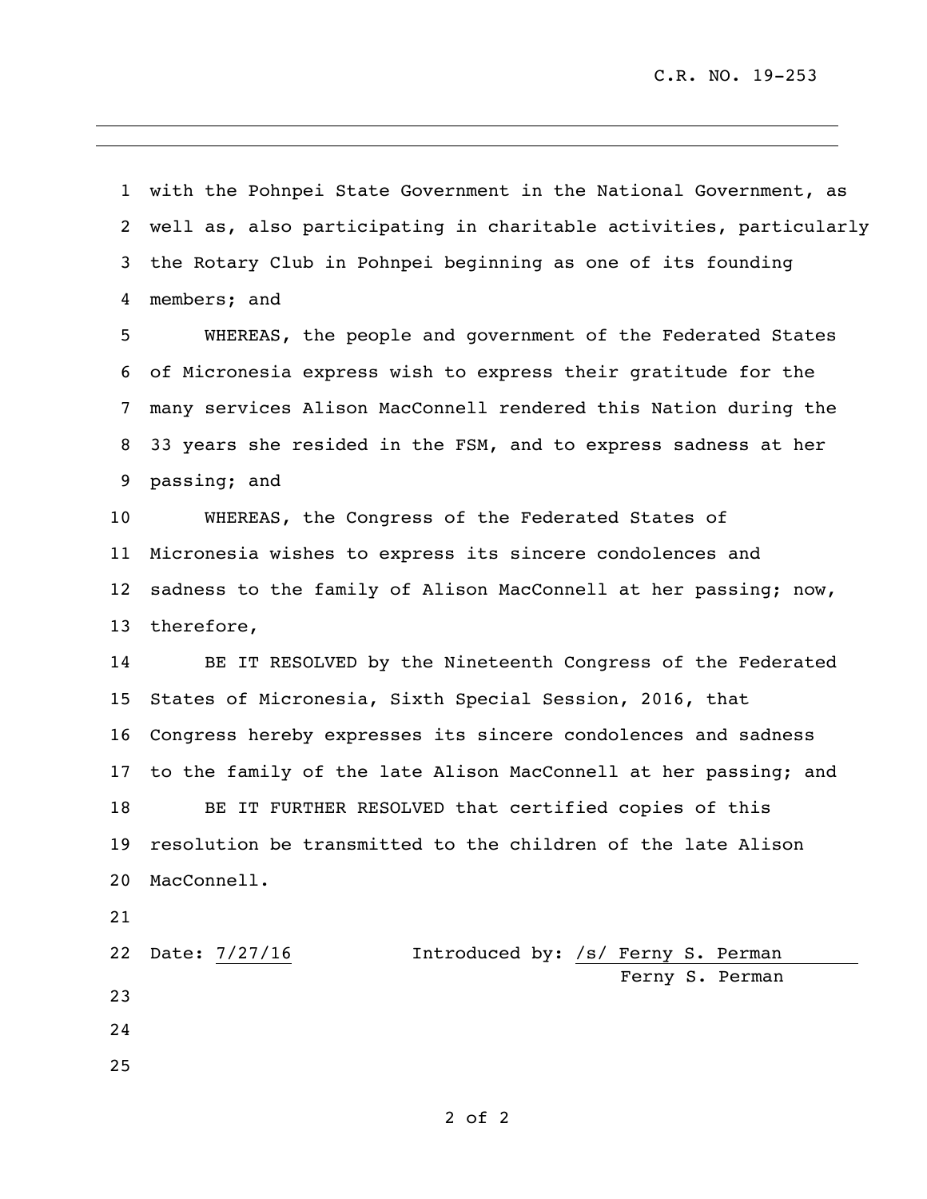with the Pohnpei State Government in the National Government, as well as, also participating in charitable activities, particularly the Rotary Club in Pohnpei beginning as one of its founding members; and

WHEREAS, the people and government of the Federated States of Micronesia express wish to express their gratitude for the many services Alison MacConnell rendered this Nation during the 33 years she resided in the FSM, and to express sadness at her passing; and

WHEREAS, the Congress of the Federated States of Micronesia wishes to express its sincere condolences and sadness to the family of Alison MacConnell at her passing; now, therefore,

BE IT RESOLVED by the Nineteenth Congress of the Federated States of Micronesia, Sixth Special Session, 2016, that Congress hereby expresses its sincere condolences and sadness to the family of the late Alison MacConnell at her passing; and

BE IT FURTHER RESOLVED that certified copies of this resolution be transmitted to the children of the late Alison MacConnell.

Date: 7/27/16 Introduced by: /s/ Ferny S. Perman

Ferny S. Perman